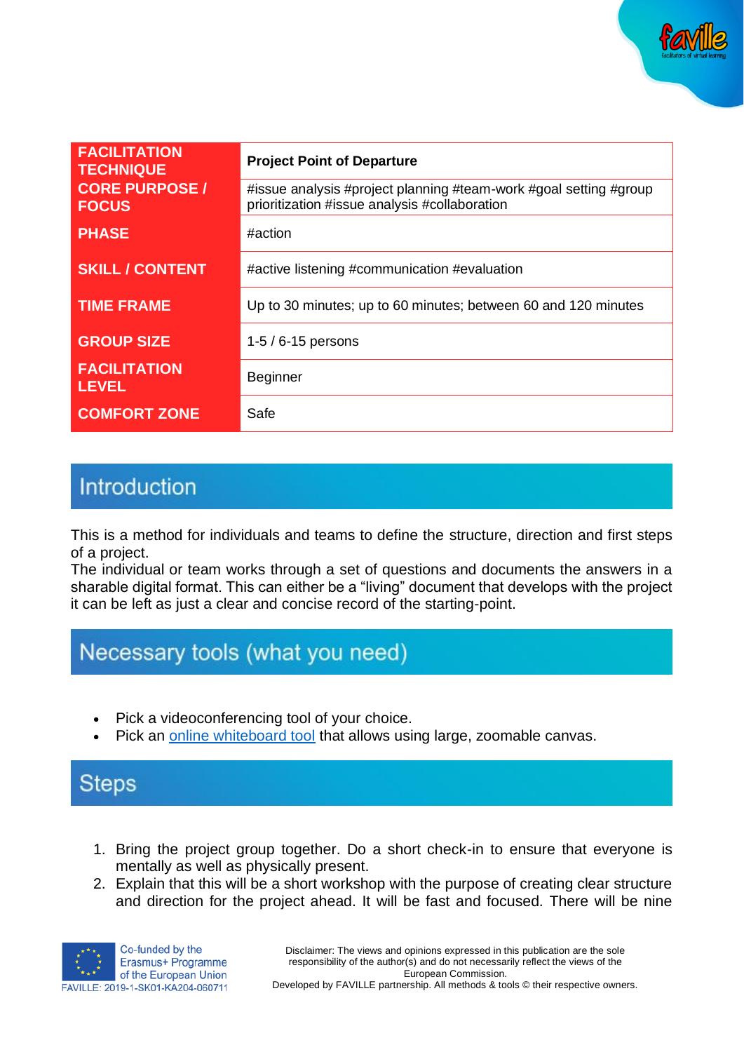| FACILITATION TECHNIQUE | Project Point of Departure |
|---|---|
| CORE PURPOSE / FOCUS | #issue analysis #project planning #team-work #goal setting #group prioritization #issue analysis #collaboration |
| PHASE | #action |
| SKILL / CONTENT | #active listening #communication #evaluation |
| TIME FRAME | Up to 30 minutes; up to 60 minutes; between 60 and 120 minutes |
| GROUP SIZE | 1-5 / 6-15 persons |
| FACILITATION LEVEL | Beginner |
| COMFORT ZONE | Safe |

## Introduction

This is a method for individuals and teams to define the structure, direction and first steps of a project.
The individual or team works through a set of questions and documents the answers in a sharable digital format. This can either be a "living" document that develops with the project it can be left as just a clear and concise record of the starting-point.

## Necessary tools (what you need)

- Pick a videoconferencing tool of your choice.
- Pick an online whiteboard tool that allows using large, zoomable canvas.

## Steps

1. Bring the project group together. Do a short check-in to ensure that everyone is mentally as well as physically present.
2. Explain that this will be a short workshop with the purpose of creating clear structure and direction for the project ahead. It will be fast and focused. There will be nine

Co-funded by the Erasmus+ Programme of the European Union
FAVILLE: 2019-1-SK01-KA204-060711

Disclaimer: The views and opinions expressed in this publication are the sole responsibility of the author(s) and do not necessarily reflect the views of the European Commission.
Developed by FAVILLE partnership. All methods & tools © their respective owners.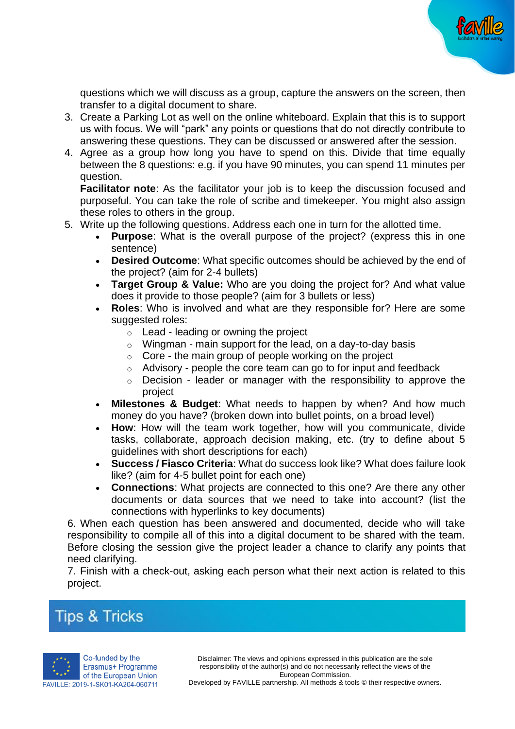questions which we will discuss as a group, capture the answers on the screen, then transfer to a digital document to share.

3. Create a Parking Lot as well on the online whiteboard. Explain that this is to support us with focus. We will "park" any points or questions that do not directly contribute to answering these questions. They can be discussed or answered after the session.
4. Agree as a group how long you have to spend on this. Divide that time equally between the 8 questions: e.g. if you have 90 minutes, you can spend 11 minutes per question.
   **Facilitator note**: As the facilitator your job is to keep the discussion focused and purposeful. You can take the role of scribe and timekeeper. You might also assign these roles to others in the group.
5. Write up the following questions. Address each one in turn for the allotted time.
   - **Purpose**: What is the overall purpose of the project? (express this in one sentence)
   - **Desired Outcome**: What specific outcomes should be achieved by the end of the project? (aim for 2-4 bullets)
   - **Target Group & Value:** Who are you doing the project for? And what value does it provide to those people? (aim for 3 bullets or less)
   - **Roles**: Who is involved and what are they responsible for? Here are some suggested roles:
     - Lead - leading or owning the project
     - Wingman - main support for the lead, on a day-to-day basis
     - Core - the main group of people working on the project
     - Advisory - people the core team can go to for input and feedback
     - Decision - leader or manager with the responsibility to approve the project
   - **Milestones & Budget**: What needs to happen by when? And how much money do you have? (broken down into bullet points, on a broad level)
   - **How**: How will the team work together, how will you communicate, divide tasks, collaborate, approach decision making, etc. (try to define about 5 guidelines with short descriptions for each)
   - **Success / Fiasco Criteria**: What do success look like? What does failure look like? (aim for 4-5 bullet point for each one)
   - **Connections**: What projects are connected to this one? Are there any other documents or data sources that we need to take into account? (list the connections with hyperlinks to key documents)

6. When each question has been answered and documented, decide who will take responsibility to compile all of this into a digital document to be shared with the team. Before closing the session give the project leader a chance to clarify any points that need clarifying.

7. Finish with a check-out, asking each person what their next action is related to this project.

## Tips & Tricks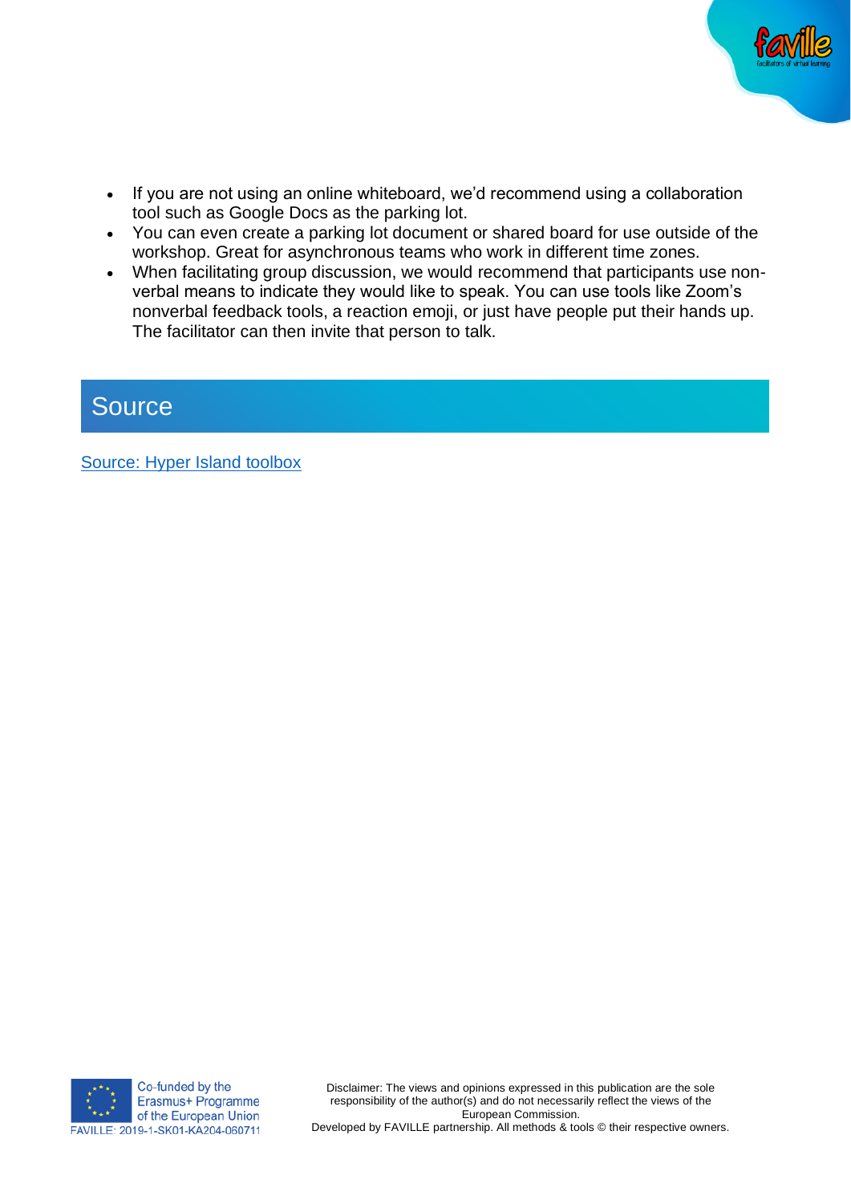- If you are not using an online whiteboard, we'd recommend using a collaboration tool such as Google Docs as the parking lot.
- You can even create a parking lot document or shared board for use outside of the workshop. Great for asynchronous teams who work in different time zones.
- When facilitating group discussion, we would recommend that participants use non-verbal means to indicate they would like to speak. You can use tools like Zoom's nonverbal feedback tools, a reaction emoji, or just have people put their hands up. The facilitator can then invite that person to talk.

## Source

Source: Hyper Island toolbox